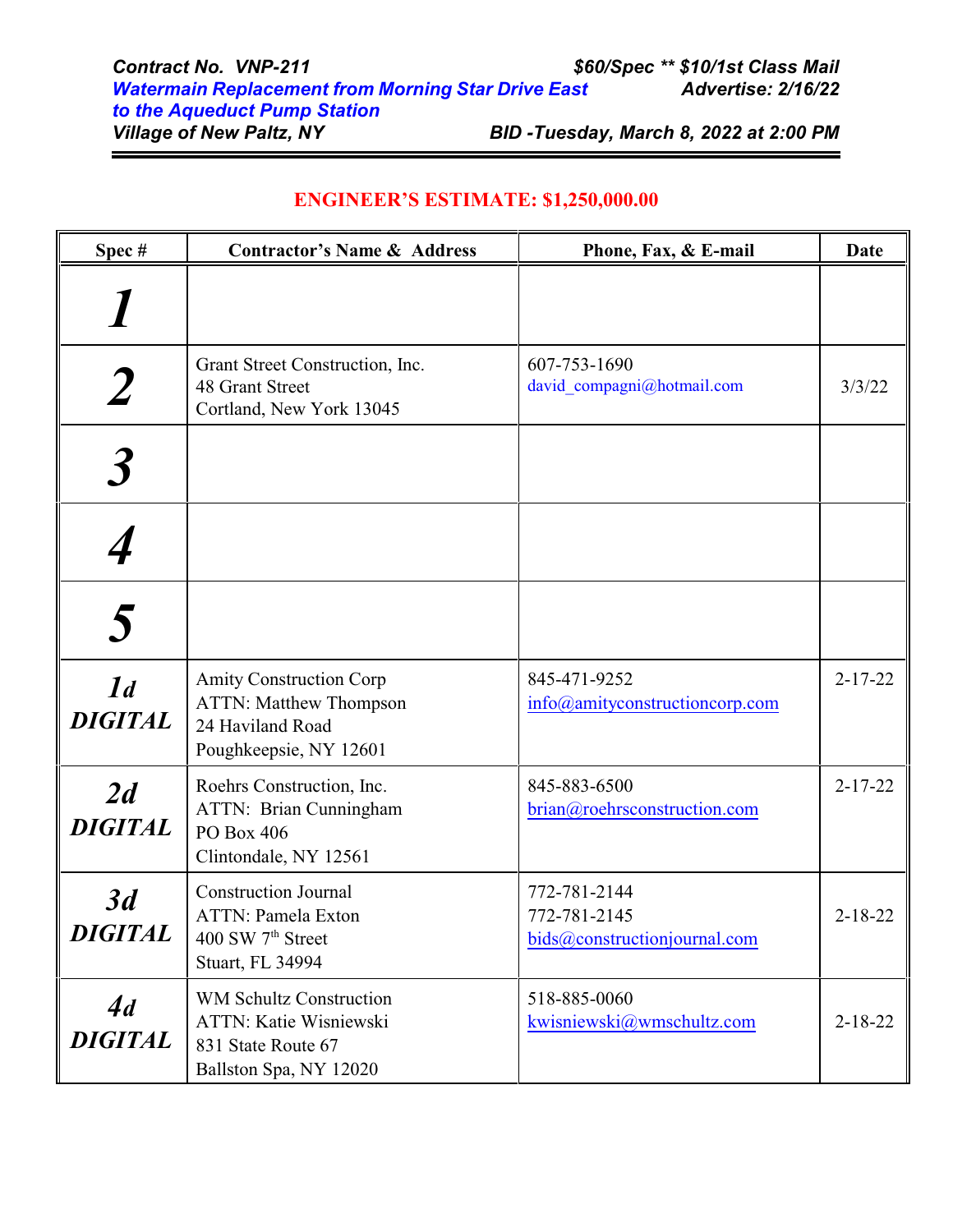***Contract No. VNP-211*** — ***$60/Spec ** $10/1st Class Mail***

***Watermain Replacement from Morning Star Drive East to the Aqueduct Pump Station*** — ***Advertise: 2/16/22***

***Village of New Paltz, NY*** — ***BID -Tuesday, March 8, 2022 at 2:00 PM***

**ENGINEER'S ESTIMATE: $1,250,000.00**

| Spec # | Contractor's Name & Address | Phone, Fax, & E-mail | Date |
|---|---|---|---|
| ***1*** | | | |
| ***2*** | Grant Street Construction, Inc.<br>48 Grant Street<br>Cortland, New York 13045 | 607-753-1690<br>david_compagni@hotmail.com | 3/3/22 |
| ***3*** | | | |
| ***4*** | | | |
| ***5*** | | | |
| ***1d DIGITAL*** | Amity Construction Corp<br>ATTN: Matthew Thompson<br>24 Haviland Road<br>Poughkeepsie, NY 12601 | 845-471-9252<br>info@amityconstructioncorp.com | 2-17-22 |
| ***2d DIGITAL*** | Roehrs Construction, Inc.<br>ATTN: Brian Cunningham<br>PO Box 406<br>Clintondale, NY 12561 | 845-883-6500<br>brian@roehrsconstruction.com | 2-17-22 |
| ***3d DIGITAL*** | Construction Journal<br>ATTN: Pamela Exton<br>400 SW 7th Street<br>Stuart, FL 34994 | 772-781-2144<br>772-781-2145<br>bids@constructionjournal.com | 2-18-22 |
| ***4d DIGITAL*** | WM Schultz Construction<br>ATTN: Katie Wisniewski<br>831 State Route 67<br>Ballston Spa, NY 12020 | 518-885-0060<br>kwisniewski@wmschultz.com | 2-18-22 |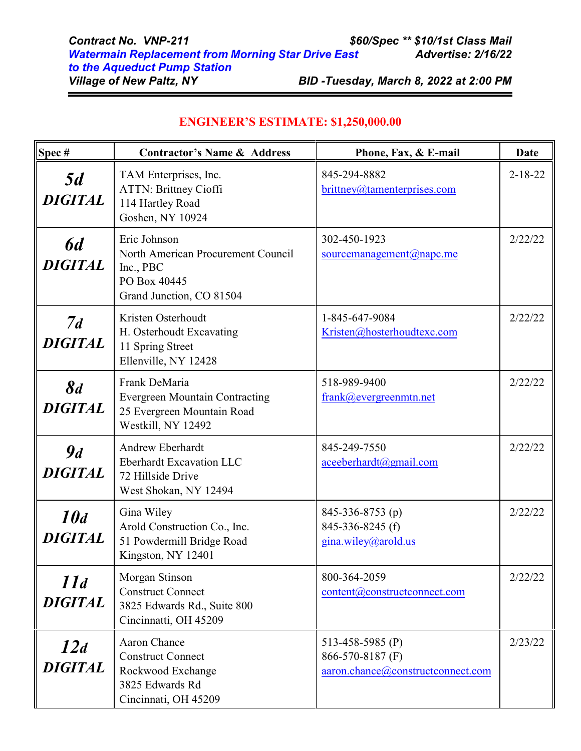***Contract No. VNP-211*** ***$60/Spec \*\* $10/1st Class Mail***
***Watermain Replacement from Morning Star Drive East to the Aqueduct Pump Station*** ***Advertise: 2/16/22***
***Village of New Paltz, NY*** ***BID -Tuesday, March 8, 2022 at 2:00 PM***

**ENGINEER'S ESTIMATE: $1,250,000.00**

| Spec # | Contractor's Name & Address | Phone, Fax, & E-mail | Date |
|---|---|---|---|
| ***5d DIGITAL*** | TAM Enterprises, Inc.<br>ATTN: Brittney Cioffi<br>114 Hartley Road<br>Goshen, NY 10924 | 845-294-8882<br>brittney@tamenterprises.com | 2-18-22 |
| ***6d DIGITAL*** | Eric Johnson<br>North American Procurement Council Inc., PBC<br>PO Box 40445<br>Grand Junction, CO 81504 | 302-450-1923<br>sourcemanagement@napc.me | 2/22/22 |
| ***7d DIGITAL*** | Kristen Osterhoudt<br>H. Osterhoudt Excavating<br>11 Spring Street<br>Ellenville, NY 12428 | 1-845-647-9084<br>Kristen@hosterhoudtexc.com | 2/22/22 |
| ***8d DIGITAL*** | Frank DeMaria<br>Evergreen Mountain Contracting<br>25 Evergreen Mountain Road<br>Westkill, NY 12492 | 518-989-9400<br>frank@evergreenmtn.net | 2/22/22 |
| ***9d DIGITAL*** | Andrew Eberhardt<br>Eberhardt Excavation LLC<br>72 Hillside Drive<br>West Shokan, NY 12494 | 845-249-7550<br>aceeberhardt@gmail.com | 2/22/22 |
| ***10d DIGITAL*** | Gina Wiley<br>Arold Construction Co., Inc.<br>51 Powdermill Bridge Road<br>Kingston, NY 12401 | 845-336-8753 (p)<br>845-336-8245 (f)<br>gina.wiley@arold.us | 2/22/22 |
| ***11d DIGITAL*** | Morgan Stinson<br>Construct Connect<br>3825 Edwards Rd., Suite 800<br>Cincinnatti, OH 45209 | 800-364-2059<br>content@constructconnect.com | 2/22/22 |
| ***12d DIGITAL*** | Aaron Chance<br>Construct Connect<br>Rockwood Exchange<br>3825 Edwards Rd<br>Cincinnati, OH 45209 | 513-458-5985 (P)<br>866-570-8187 (F)<br>aaron.chance@constructconnect.com | 2/23/22 |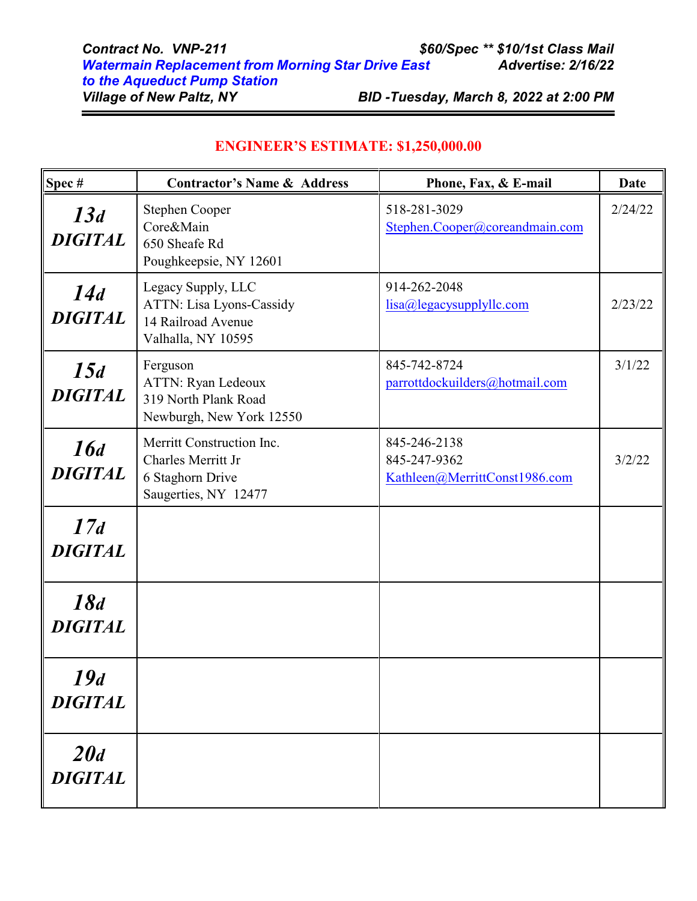***Contract No. VNP-211*** | ***$60/Spec ** $10/1st Class Mail***

***Watermain Replacement from Morning Star Drive East to the Aqueduct Pump Station*** | ***Advertise: 2/16/22***

***Village of New Paltz, NY*** | ***BID -Tuesday, March 8, 2022 at 2:00 PM***

**ENGINEER'S ESTIMATE: $1,250,000.00**

| Spec # | Contractor's Name & Address | Phone, Fax, & E-mail | Date |
|---|---|---|---|
| ***13d DIGITAL*** | Stephen Cooper<br>Core&Main<br>650 Sheafe Rd<br>Poughkeepsie, NY 12601 | 518-281-3029<br>Stephen.Cooper@coreandmain.com | 2/24/22 |
| ***14d DIGITAL*** | Legacy Supply, LLC<br>ATTN: Lisa Lyons-Cassidy<br>14 Railroad Avenue<br>Valhalla, NY 10595 | 914-262-2048<br>lisa@legacysupplyllc.com | 2/23/22 |
| ***15d DIGITAL*** | Ferguson<br>ATTN: Ryan Ledeoux<br>319 North Plank Road<br>Newburgh, New York 12550 | 845-742-8724<br>parrottdockuilders@hotmail.com | 3/1/22 |
| ***16d DIGITAL*** | Merritt Construction Inc.<br>Charles Merritt Jr<br>6 Staghorn Drive<br>Saugerties, NY 12477 | 845-246-2138<br>845-247-9362<br>Kathleen@MerrittConst1986.com | 3/2/22 |
| ***17d DIGITAL*** | | | |
| ***18d DIGITAL*** | | | |
| ***19d DIGITAL*** | | | |
| ***20d DIGITAL*** | | | |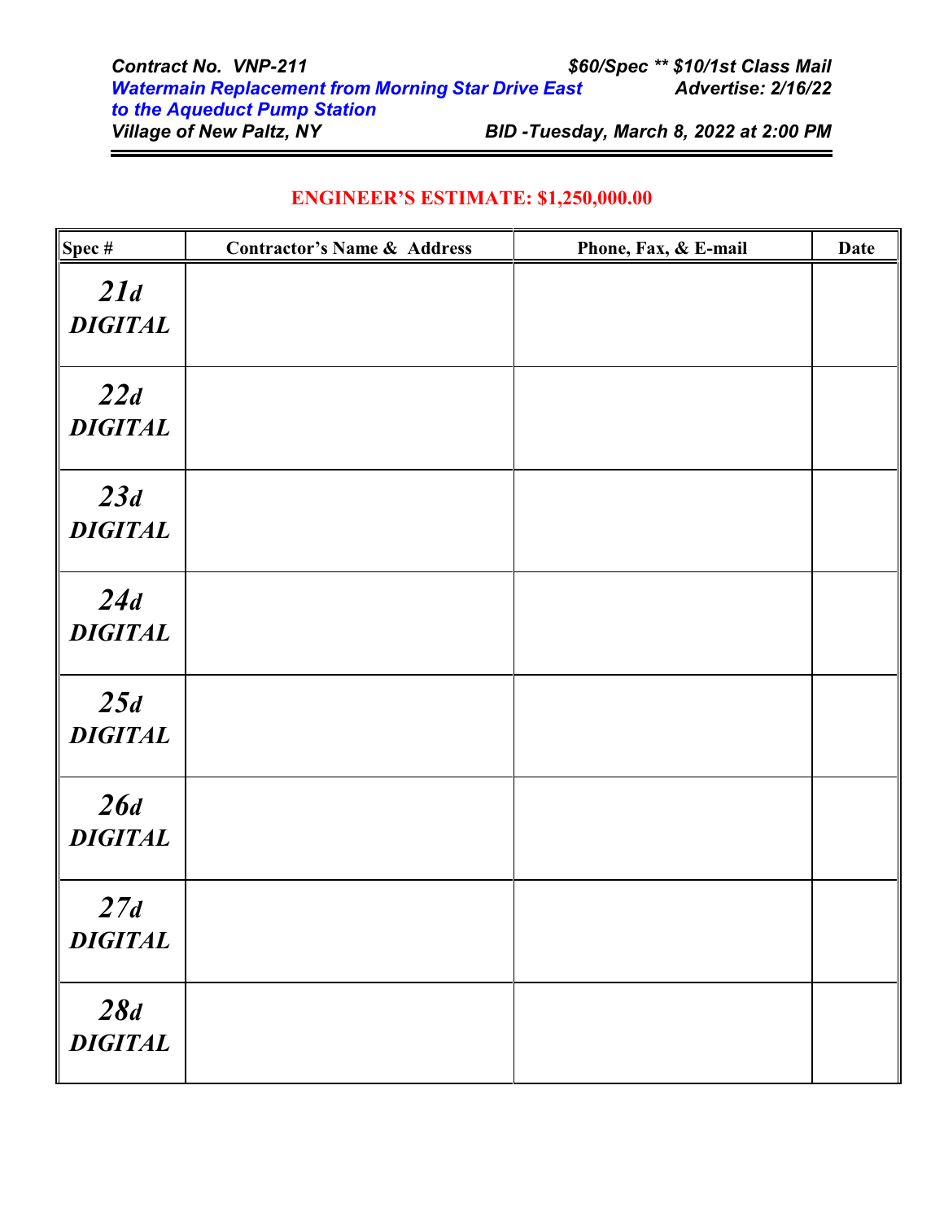*Contract No. VNP-211* | *$60/Spec ** $10/1st Class Mail*

*Watermain Replacement from Morning Star Drive East to the Aqueduct Pump Station* | *Advertise: 2/16/22*

*Village of New Paltz, NY* | *BID -Tuesday, March 8, 2022 at 2:00 PM*

**ENGINEER'S ESTIMATE: $1,250,000.00**

| Spec # | Contractor's Name & Address | Phone, Fax, & E-mail | Date |
|---|---|---|---|
| *21d DIGITAL* | | | |
| *22d DIGITAL* | | | |
| *23d DIGITAL* | | | |
| *24d DIGITAL* | | | |
| *25d DIGITAL* | | | |
| *26d DIGITAL* | | | |
| *27d DIGITAL* | | | |
| *28d DIGITAL* | | | |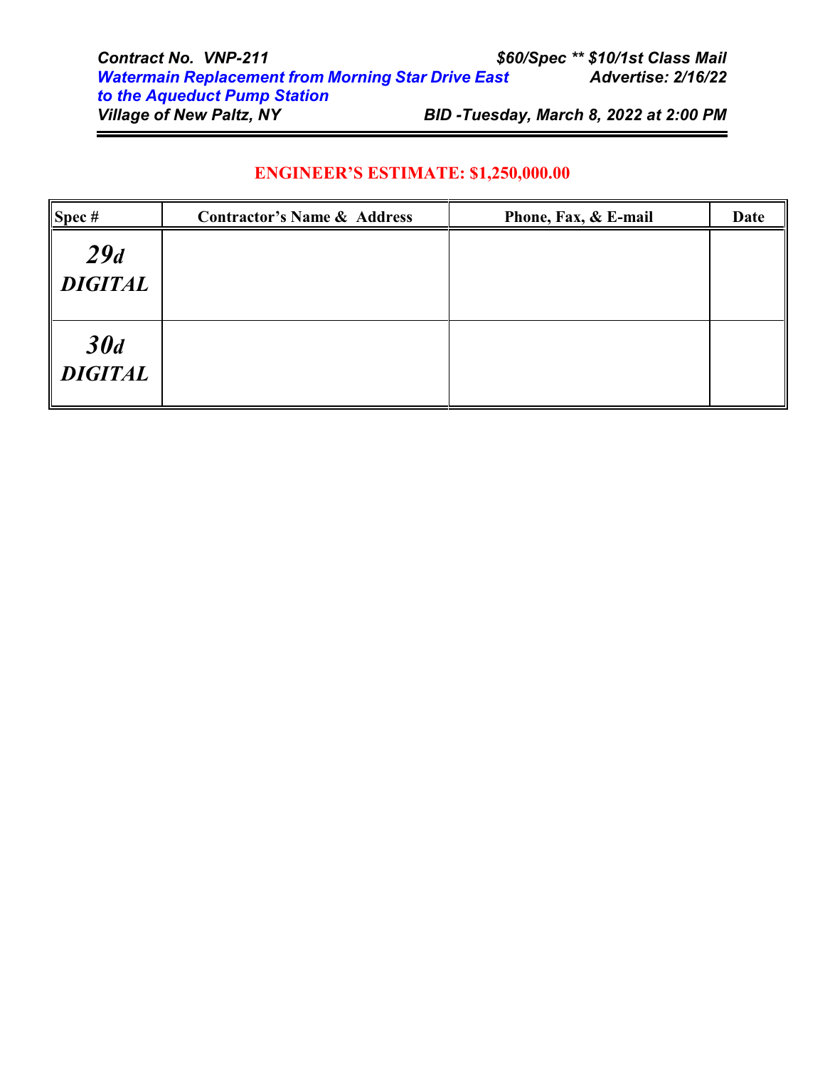*Contract No. VNP-211* *$60/Spec ** $10/1st Class Mail*
***Watermain Replacement from Morning Star Drive East to the Aqueduct Pump Station*** *Advertise: 2/16/22*
*Village of New Paltz, NY* *BID -Tuesday, March 8, 2022 at 2:00 PM*

**ENGINEER'S ESTIMATE: $1,250,000.00**

| Spec # | Contractor's Name & Address | Phone, Fax, & E-mail | Date |
|---|---|---|---|
| ***29d DIGITAL*** | | | |
| ***30d DIGITAL*** | | | |